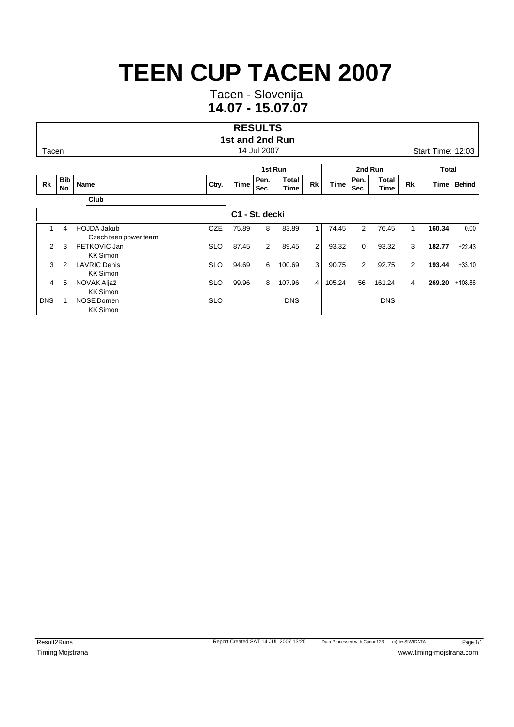# TEEN CUP TACEN 2007

Tacen - Slovenija

**14.07 - 15.07.07**

## RESULTS

**1st and 2nd Run**

Tacen | 14 Jul 2007 | Start Time: 12:03

| Rk | Bib No. | Name / Club | Ctry. | 1st Run Time | 1st Run Pen. Sec. | 1st Run Total Time | 1st Run Rk | 2nd Run Time | 2nd Run Pen. Sec. | 2nd Run Total Time | 2nd Run Rk | Total Time | Behind |
|---|---|---|---|---|---|---|---|---|---|---|---|---|---|
| | | **C1 - St. decki** | | | | | | | | | | | |
| 1 | 4 | HOJDA Jakub<br>Czech teen power team | CZE | 75.89 | 8 | 83.89 | 1 | 74.45 | 2 | 76.45 | 1 | **160.34** | 0.00 |
| 2 | 3 | PETKOVIC Jan<br>KK Simon | SLO | 87.45 | 2 | 89.45 | 2 | 93.32 | 0 | 93.32 | 3 | **182.77** | +22.43 |
| 3 | 2 | LAVRIC Denis<br>KK Simon | SLO | 94.69 | 6 | 100.69 | 3 | 90.75 | 2 | 92.75 | 2 | **193.44** | +33.10 |
| 4 | 5 | NOVAK Aljaž<br>KK Simon | SLO | 99.96 | 8 | 107.96 | 4 | 105.24 | 56 | 161.24 | 4 | **269.20** | +108.86 |
| DNS | 1 | NOSE Domen<br>KK Simon | SLO | | | DNS | | | | DNS | | | |

Result2Runs | Report Created SAT 14 JUL 2007 13:25 | Data Processed with Canoe123 (c) by SIWIDATA

Timing Mojstrana | www.timing-mojstrana.com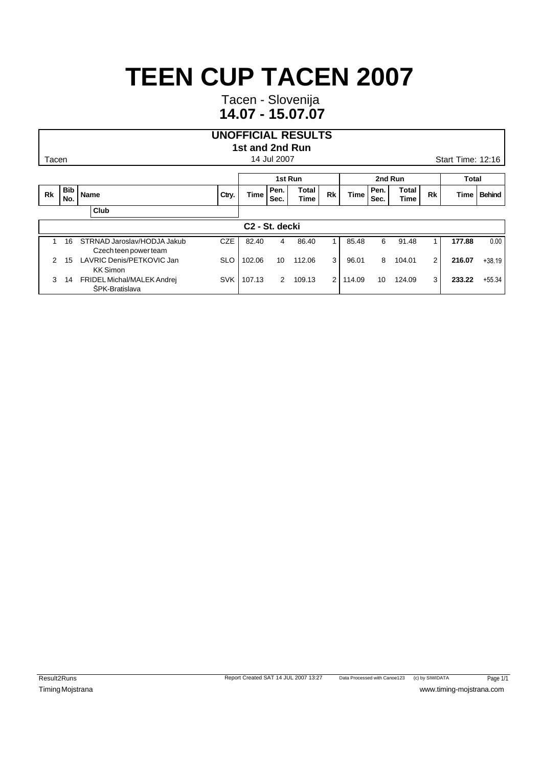# TEEN CUP TACEN 2007

Tacen - Slovenija

**14.07 - 15.07.07**

**UNOFFICIAL RESULTS**

**1st and 2nd Run**

Tacen | 14 Jul 2007 | Start Time: 12:16

| Rk | Bib No. | Name / Club | Ctry. | 1st Run Time | 1st Run Pen. Sec. | 1st Run Total Time | 1st Run Rk | 2nd Run Time | 2nd Run Pen. Sec. | 2nd Run Total Time | 2nd Run Rk | Total Time | Behind |
|---|---|---|---|---|---|---|---|---|---|---|---|---|---|
| | | **C2 - St. decki** | | | | | | | | | | | |
| 1 | 16 | STRNAD Jaroslav/HODJA Jakub<br>Czech teen power team | CZE | 82.40 | 4 | 86.40 | 1 | 85.48 | 6 | 91.48 | 1 | **177.88** | 0.00 |
| 2 | 15 | LAVRIC Denis/PETKOVIC Jan<br>KK Simon | SLO | 102.06 | 10 | 112.06 | 3 | 96.01 | 8 | 104.01 | 2 | **216.07** | +38.19 |
| 3 | 14 | FRIDEL Michal/MALEK Andrej<br>ŠPK-Bratislava | SVK | 107.13 | 2 | 109.13 | 2 | 114.09 | 10 | 124.09 | 3 | **233.22** | +55.34 |

Result2Runs | Report Created SAT 14 JUL 2007 13:27 | Data Processed with Canoe123 (c) by SIWIDATA

Timing Mojstrana | www.timing-mojstrana.com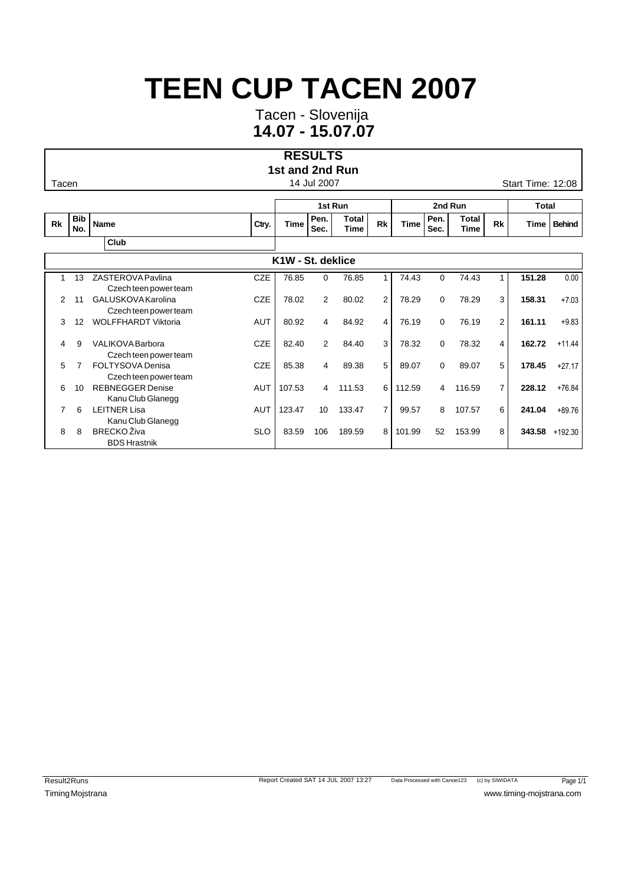# TEEN CUP TACEN 2007

Tacen - Slovenija

**14.07 - 15.07.07**

## RESULTS

**1st and 2nd Run**

Tacen | 14 Jul 2007 | Start Time: 12:08

| Rk | Bib No. | Name / Club | Ctry. | 1st Run Time | 1st Run Pen. Sec. | 1st Run Total Time | 1st Run Rk | 2nd Run Time | 2nd Run Pen. Sec. | 2nd Run Total Time | 2nd Run Rk | Total Time | Behind |
|---|---|---|---|---|---|---|---|---|---|---|---|---|---|
| | | **K1W - St. deklice** | | | | | | | | | | | |
| 1 | 13 | ZASTEROVA Pavlina<br>Czech teen power team | CZE | 76.85 | 0 | 76.85 | 1 | 74.43 | 0 | 74.43 | 1 | **151.28** | 0.00 |
| 2 | 11 | GALUSKOVA Karolina<br>Czech teen power team | CZE | 78.02 | 2 | 80.02 | 2 | 78.29 | 0 | 78.29 | 3 | **158.31** | +7.03 |
| 3 | 12 | WOLFFHARDT Viktoria | AUT | 80.92 | 4 | 84.92 | 4 | 76.19 | 0 | 76.19 | 2 | **161.11** | +9.83 |
| 4 | 9 | VALIKOVA Barbora<br>Czech teen power team | CZE | 82.40 | 2 | 84.40 | 3 | 78.32 | 0 | 78.32 | 4 | **162.72** | +11.44 |
| 5 | 7 | FOLTYSOVA Denisa<br>Czech teen power team | CZE | 85.38 | 4 | 89.38 | 5 | 89.07 | 0 | 89.07 | 5 | **178.45** | +27.17 |
| 6 | 10 | REBNEGGER Denise<br>Kanu Club Glanegg | AUT | 107.53 | 4 | 111.53 | 6 | 112.59 | 4 | 116.59 | 7 | **228.12** | +76.84 |
| 7 | 6 | LEITNER Lisa<br>Kanu Club Glanegg | AUT | 123.47 | 10 | 133.47 | 7 | 99.57 | 8 | 107.57 | 6 | **241.04** | +89.76 |
| 8 | 8 | BRECKO Živa<br>BDS Hrastnik | SLO | 83.59 | 106 | 189.59 | 8 | 101.99 | 52 | 153.99 | 8 | **343.58** | +192.30 |

Result2Runs | Report Created SAT 14 JUL 2007 13:27 | Data Processed with Canoe123 (c) by SIWIDATA

Timing Mojstrana | www.timing-mojstrana.com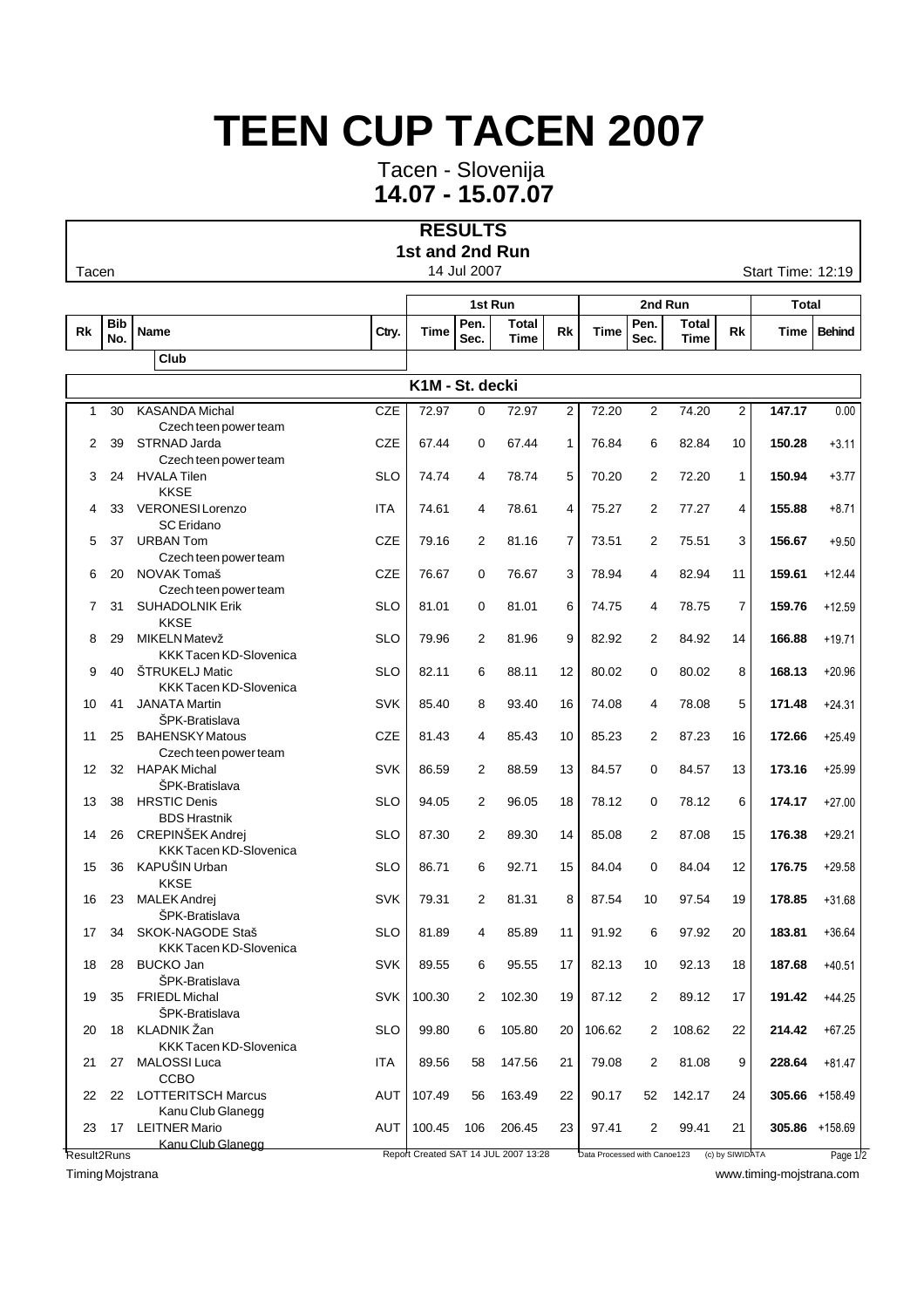# TEEN CUP TACEN 2007

Tacen - Slovenija

**14.07 - 15.07.07**

**RESULTS**

**1st and 2nd Run**

Tacen — 14 Jul 2007 — Start Time: 12:19

| Rk | Bib No. | Name / Club | Ctry. | 1st Run Time | 1st Run Pen. Sec. | 1st Run Total Time | 1st Run Rk | 2nd Run Time | 2nd Run Pen. Sec. | 2nd Run Total Time | 2nd Run Rk | Total Time | Behind |
|---|---|---|---|---|---|---|---|---|---|---|---|---|---|
| | | **K1M - St. decki** | | | | | | | | | | | |
| 1 | 30 | KASANDA Michal<br>Czech teen power team | CZE | 72.97 | 0 | 72.97 | 2 | 72.20 | 2 | 74.20 | 2 | **147.17** | 0.00 |
| 2 | 39 | STRNAD Jarda<br>Czech teen power team | CZE | 67.44 | 0 | 67.44 | 1 | 76.84 | 6 | 82.84 | 10 | **150.28** | +3.11 |
| 3 | 24 | HVALA Tilen<br>KKSE | SLO | 74.74 | 4 | 78.74 | 5 | 70.20 | 2 | 72.20 | 1 | **150.94** | +3.77 |
| 4 | 33 | VERONESI Lorenzo<br>SC Eridano | ITA | 74.61 | 4 | 78.61 | 4 | 75.27 | 2 | 77.27 | 4 | **155.88** | +8.71 |
| 5 | 37 | URBAN Tom<br>Czech teen power team | CZE | 79.16 | 2 | 81.16 | 7 | 73.51 | 2 | 75.51 | 3 | **156.67** | +9.50 |
| 6 | 20 | NOVAK Tomaš<br>Czech teen power team | CZE | 76.67 | 0 | 76.67 | 3 | 78.94 | 4 | 82.94 | 11 | **159.61** | +12.44 |
| 7 | 31 | SUHADOLNIK Erik<br>KKSE | SLO | 81.01 | 0 | 81.01 | 6 | 74.75 | 4 | 78.75 | 7 | **159.76** | +12.59 |
| 8 | 29 | MIKELN Matevž<br>KKK Tacen KD-Slovenica | SLO | 79.96 | 2 | 81.96 | 9 | 82.92 | 2 | 84.92 | 14 | **166.88** | +19.71 |
| 9 | 40 | ŠTRUKELJ Matic<br>KKK Tacen KD-Slovenica | SLO | 82.11 | 6 | 88.11 | 12 | 80.02 | 0 | 80.02 | 8 | **168.13** | +20.96 |
| 10 | 41 | JANATA Martin<br>ŠPK-Bratislava | SVK | 85.40 | 8 | 93.40 | 16 | 74.08 | 4 | 78.08 | 5 | **171.48** | +24.31 |
| 11 | 25 | BAHENSKY Matous<br>Czech teen power team | CZE | 81.43 | 4 | 85.43 | 10 | 85.23 | 2 | 87.23 | 16 | **172.66** | +25.49 |
| 12 | 32 | HAPAK Michal<br>ŠPK-Bratislava | SVK | 86.59 | 2 | 88.59 | 13 | 84.57 | 0 | 84.57 | 13 | **173.16** | +25.99 |
| 13 | 38 | HRSTIC Denis<br>BDS Hrastnik | SLO | 94.05 | 2 | 96.05 | 18 | 78.12 | 0 | 78.12 | 6 | **174.17** | +27.00 |
| 14 | 26 | CREPINŠEK Andrej<br>KKK Tacen KD-Slovenica | SLO | 87.30 | 2 | 89.30 | 14 | 85.08 | 2 | 87.08 | 15 | **176.38** | +29.21 |
| 15 | 36 | KAPUŠIN Urban<br>KKSE | SLO | 86.71 | 6 | 92.71 | 15 | 84.04 | 0 | 84.04 | 12 | **176.75** | +29.58 |
| 16 | 23 | MALEK Andrej<br>ŠPK-Bratislava | SVK | 79.31 | 2 | 81.31 | 8 | 87.54 | 10 | 97.54 | 19 | **178.85** | +31.68 |
| 17 | 34 | SKOK-NAGODE Staš<br>KKK Tacen KD-Slovenica | SLO | 81.89 | 4 | 85.89 | 11 | 91.92 | 6 | 97.92 | 20 | **183.81** | +36.64 |
| 18 | 28 | BUCKO Jan<br>ŠPK-Bratislava | SVK | 89.55 | 6 | 95.55 | 17 | 82.13 | 10 | 92.13 | 18 | **187.68** | +40.51 |
| 19 | 35 | FRIEDL Michal<br>ŠPK-Bratislava | SVK | 100.30 | 2 | 102.30 | 19 | 87.12 | 2 | 89.12 | 17 | **191.42** | +44.25 |
| 20 | 18 | KLADNIK Žan<br>KKK Tacen KD-Slovenica | SLO | 99.80 | 6 | 105.80 | 20 | 106.62 | 2 | 108.62 | 22 | **214.42** | +67.25 |
| 21 | 27 | MALOSSI Luca<br>CCBO | ITA | 89.56 | 58 | 147.56 | 21 | 79.08 | 2 | 81.08 | 9 | **228.64** | +81.47 |
| 22 | 22 | LOTTERITSCH Marcus<br>Kanu Club Glanegg | AUT | 107.49 | 56 | 163.49 | 22 | 90.17 | 52 | 142.17 | 24 | **305.66** | +158.49 |
| 23 | 17 | LEITNER Mario<br>Kanu Club Glanegg | AUT | 100.45 | 106 | 206.45 | 23 | 97.41 | 2 | 99.41 | 21 | **305.86** | +158.69 |

Result2Runs — Report Created SAT 14 JUL 2007 13:28 — Data Processed with Canoe123 — (c) by SIWIDATA

Timing Mojstrana — www.timing-mojstrana.com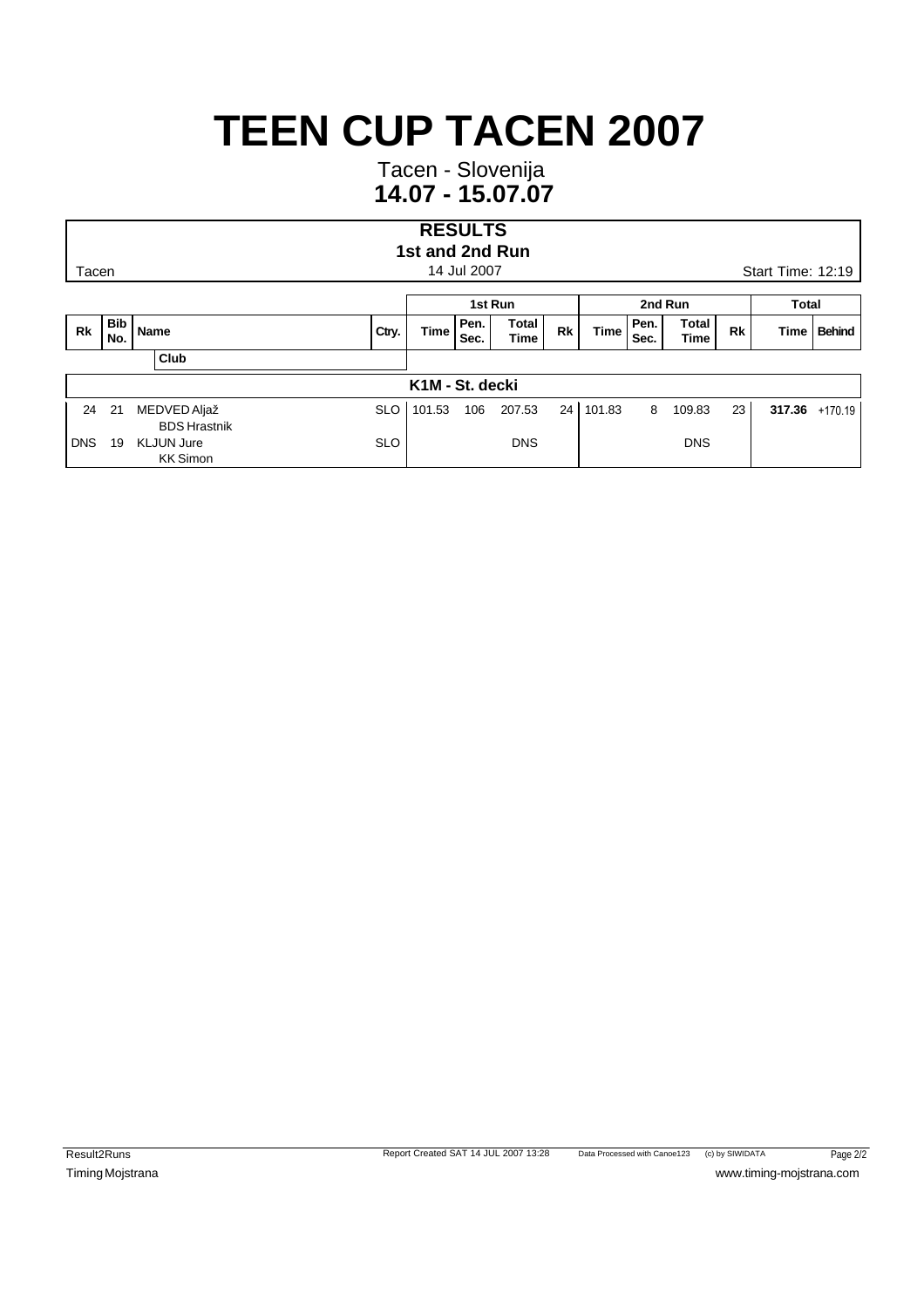# TEEN CUP TACEN 2007

Tacen - Slovenija

**14.07 - 15.07.07**

## RESULTS

**1st and 2nd Run**

Tacen 14 Jul 2007 Start Time: 12:19

| Rk | Bib No. | Name / Club | Ctry. | 1st Run Time | 1st Run Pen. Sec. | 1st Run Total Time | 1st Run Rk | 2nd Run Time | 2nd Run Pen. Sec. | 2nd Run Total Time | 2nd Run Rk | Total Time | Behind |
|---|---|---|---|---|---|---|---|---|---|---|---|---|---|
| **K1M - St. decki** | | | | | | | | | | | | | |
| 24 | 21 | MEDVED Aljaž / BDS Hrastnik | SLO | 101.53 | 106 | 207.53 | 24 | 101.83 | 8 | 109.83 | 23 | **317.36** | +170.19 |
| DNS | 19 | KLJUN Jure / KK Simon | SLO | | | DNS | | | | DNS | | | |

Result2Runs Report Created SAT 14 JUL 2007 13:28 Data Processed with Canoe123 (c) by SIWIDATA

Timing Mojstrana www.timing-mojstrana.com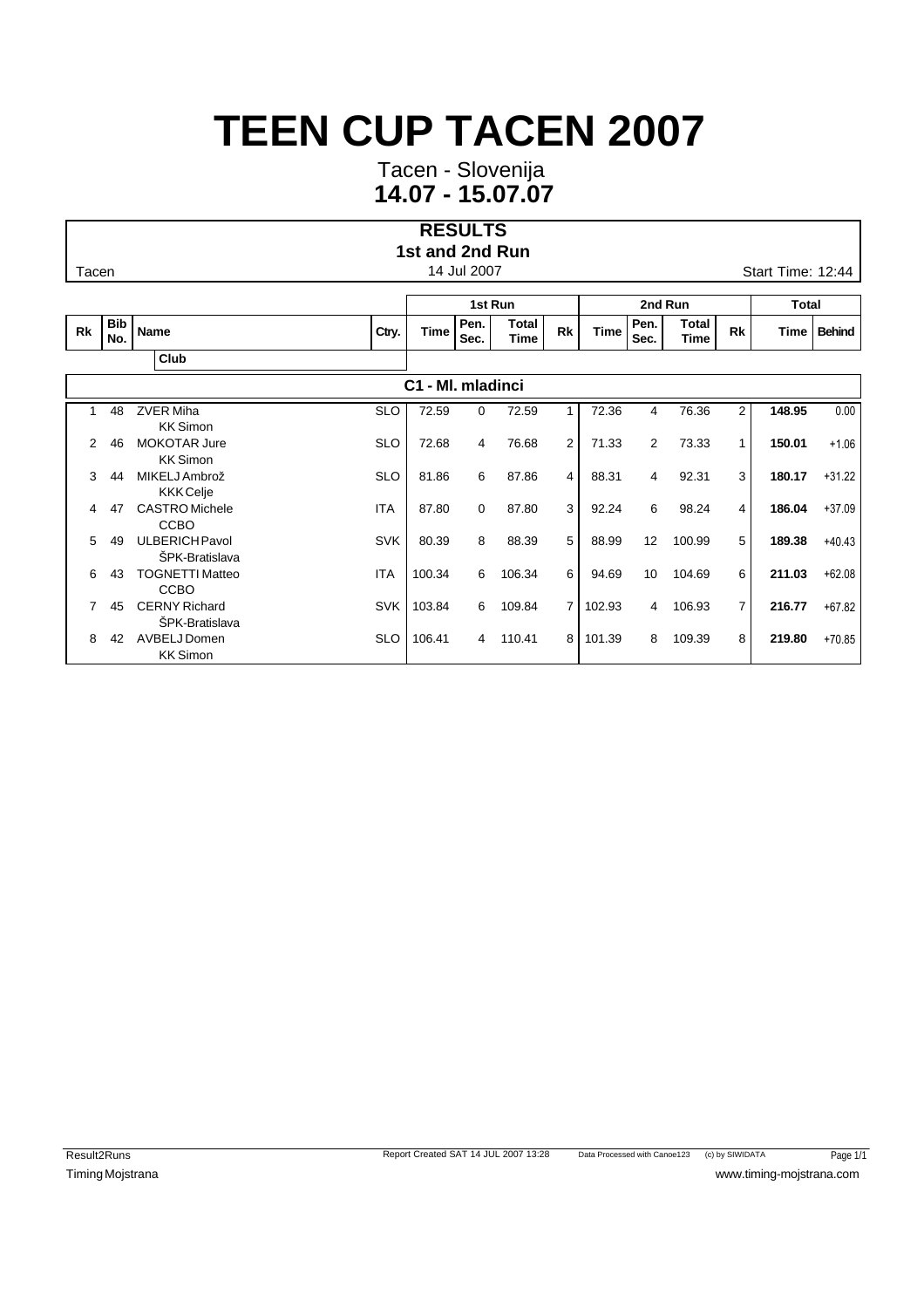# TEEN CUP TACEN 2007

Tacen - Slovenija

**14.07 - 15.07.07**

## RESULTS

**1st and 2nd Run**

Tacen — 14 Jul 2007 — Start Time: 12:44

| | | | | 1st Run | | | | 2nd Run | | | | Total | |
|---|---|---|---|---|---|---|---|---|---|---|---|---|---|
| Rk | Bib No. | Name / Club | Ctry. | Time | Pen. Sec. | Total Time | Rk | Time | Pen. Sec. | Total Time | Rk | Time | Behind |
| | | **C1 - Ml. mladinci** | | | | | | | | | | | |
| 1 | 48 | ZVER Miha / KK Simon | SLO | 72.59 | 0 | 72.59 | 1 | 72.36 | 4 | 76.36 | 2 | **148.95** | 0.00 |
| 2 | 46 | MOKOTAR Jure / KK Simon | SLO | 72.68 | 4 | 76.68 | 2 | 71.33 | 2 | 73.33 | 1 | **150.01** | +1.06 |
| 3 | 44 | MIKELJ Ambrož / KKK Celje | SLO | 81.86 | 6 | 87.86 | 4 | 88.31 | 4 | 92.31 | 3 | **180.17** | +31.22 |
| 4 | 47 | CASTRO Michele / CCBO | ITA | 87.80 | 0 | 87.80 | 3 | 92.24 | 6 | 98.24 | 4 | **186.04** | +37.09 |
| 5 | 49 | ULBERICH Pavol / ŠPK-Bratislava | SVK | 80.39 | 8 | 88.39 | 5 | 88.99 | 12 | 100.99 | 5 | **189.38** | +40.43 |
| 6 | 43 | TOGNETTI Matteo / CCBO | ITA | 100.34 | 6 | 106.34 | 6 | 94.69 | 10 | 104.69 | 6 | **211.03** | +62.08 |
| 7 | 45 | CERNY Richard / ŠPK-Bratislava | SVK | 103.84 | 6 | 109.84 | 7 | 102.93 | 4 | 106.93 | 7 | **216.77** | +67.82 |
| 8 | 42 | AVBELJ Domen / KK Simon | SLO | 106.41 | 4 | 110.41 | 8 | 101.39 | 8 | 109.39 | 8 | **219.80** | +70.85 |

Result2Runs — Report Created SAT 14 JUL 2007 13:28 — Data Processed with Canoe123 (c) by SIWIDATA

Timing Mojstrana — www.timing-mojstrana.com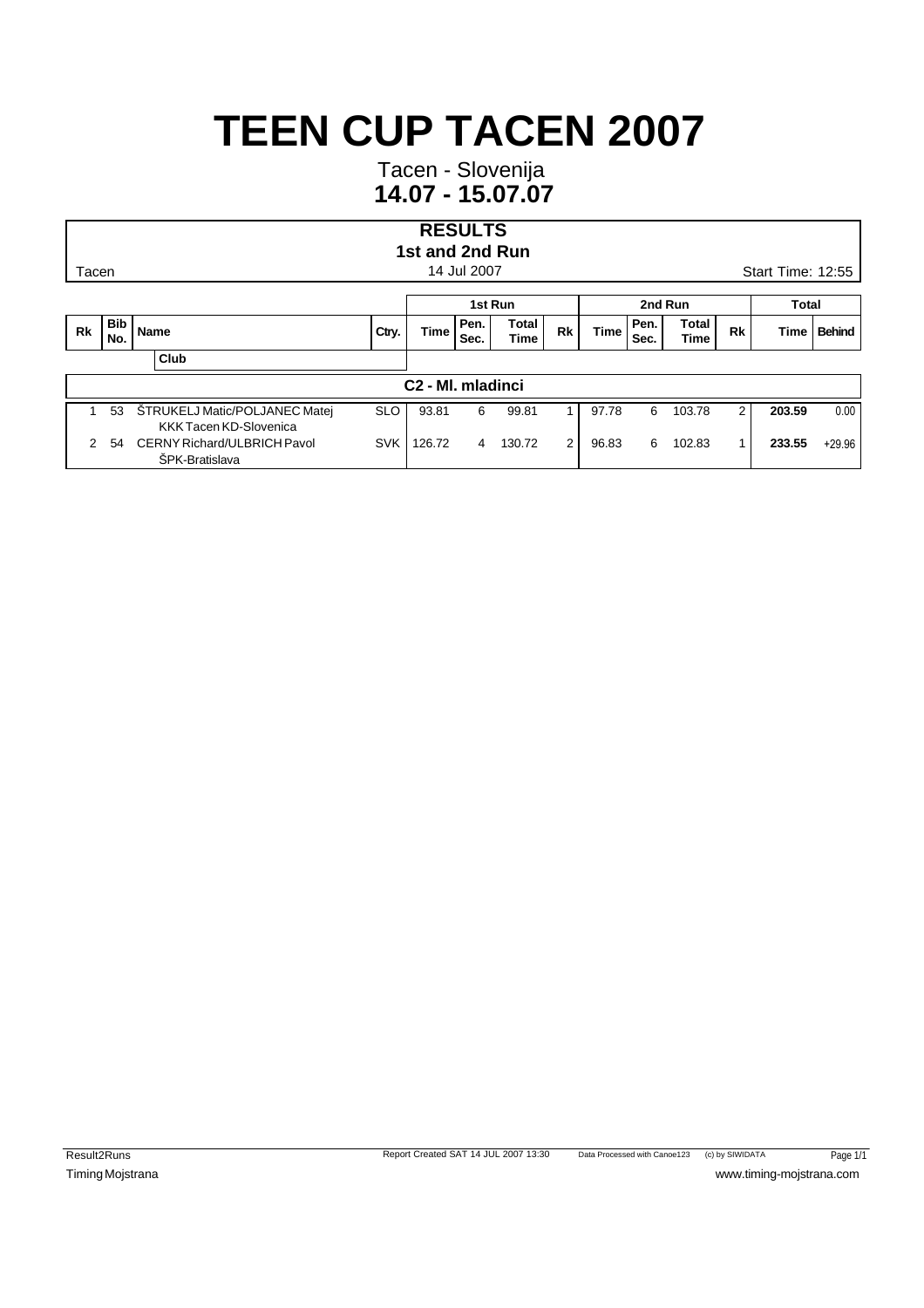# TEEN CUP TACEN 2007

Tacen - Slovenija

**14.07 - 15.07.07**

## RESULTS

**1st and 2nd Run**

Tacen — 14 Jul 2007 — Start Time: 12:55

| Rk | Bib No. | Name / Club | Ctry. | 1st Run Time | 1st Run Pen. Sec. | 1st Run Total Time | 1st Run Rk | 2nd Run Time | 2nd Run Pen. Sec. | 2nd Run Total Time | 2nd Run Rk | Total Time | Behind |
|---|---|---|---|---|---|---|---|---|---|---|---|---|---|
| | | **C2 - Ml. mladinci** | | | | | | | | | | | |
| 1 | 53 | ŠTRUKELJ Matic/POLJANEC Matej<br>KKK Tacen KD-Slovenica | SLO | 93.81 | 6 | 99.81 | 1 | 97.78 | 6 | 103.78 | 2 | **203.59** | 0.00 |
| 2 | 54 | CERNY Richard/ULBRICH Pavol<br>ŠPK-Bratislava | SVK | 126.72 | 4 | 130.72 | 2 | 96.83 | 6 | 102.83 | 1 | **233.55** | +29.96 |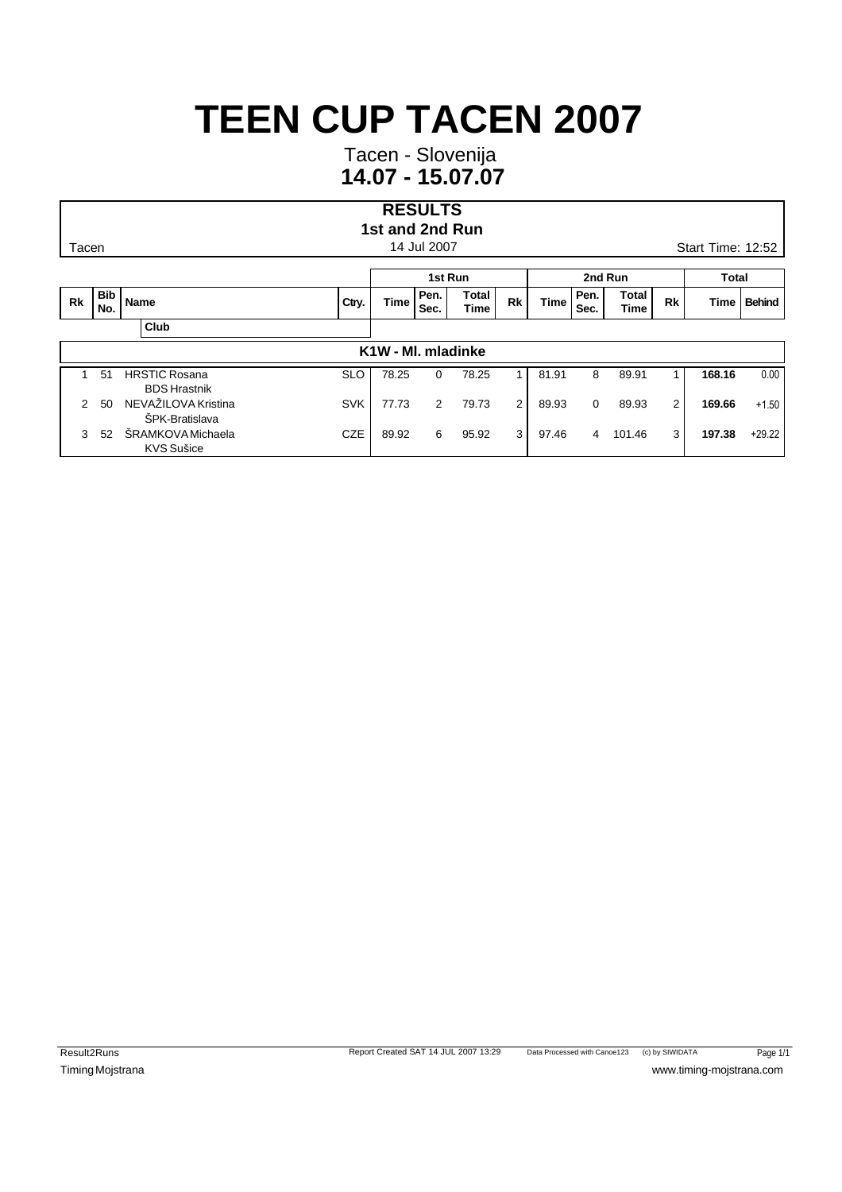# TEEN CUP TACEN 2007

Tacen - Slovenija

**14.07 - 15.07.07**

## RESULTS

### 1st and 2nd Run

Tacen | 14 Jul 2007 | Start Time: 12:52

| Rk | Bib No. | Name / Club | Ctry. | 1st Run Time | 1st Run Pen. Sec. | 1st Run Total Time | 1st Run Rk | 2nd Run Time | 2nd Run Pen. Sec. | 2nd Run Total Time | 2nd Run Rk | Total Time | Behind |
|---|---|---|---|---|---|---|---|---|---|---|---|---|---|
| | | **K1W - Ml. mladinke** | | | | | | | | | | | |
| 1 | 51 | HRSTIC Rosana<br>BDS Hrastnik | SLO | 78.25 | 0 | 78.25 | 1 | 81.91 | 8 | 89.91 | 1 | **168.16** | 0.00 |
| 2 | 50 | NEVAŽILOVA Kristina<br>ŠPK-Bratislava | SVK | 77.73 | 2 | 79.73 | 2 | 89.93 | 0 | 89.93 | 2 | **169.66** | +1.50 |
| 3 | 52 | ŠRAMKOVA Michaela<br>KVS Sušice | CZE | 89.92 | 6 | 95.92 | 3 | 97.46 | 4 | 101.46 | 3 | **197.38** | +29.22 |

Result2Runs | Report Created SAT 14 JUL 2007 13:29 | Data Processed with Canoe123 (c) by SIWIDATA

Timing Mojstrana | www.timing-mojstrana.com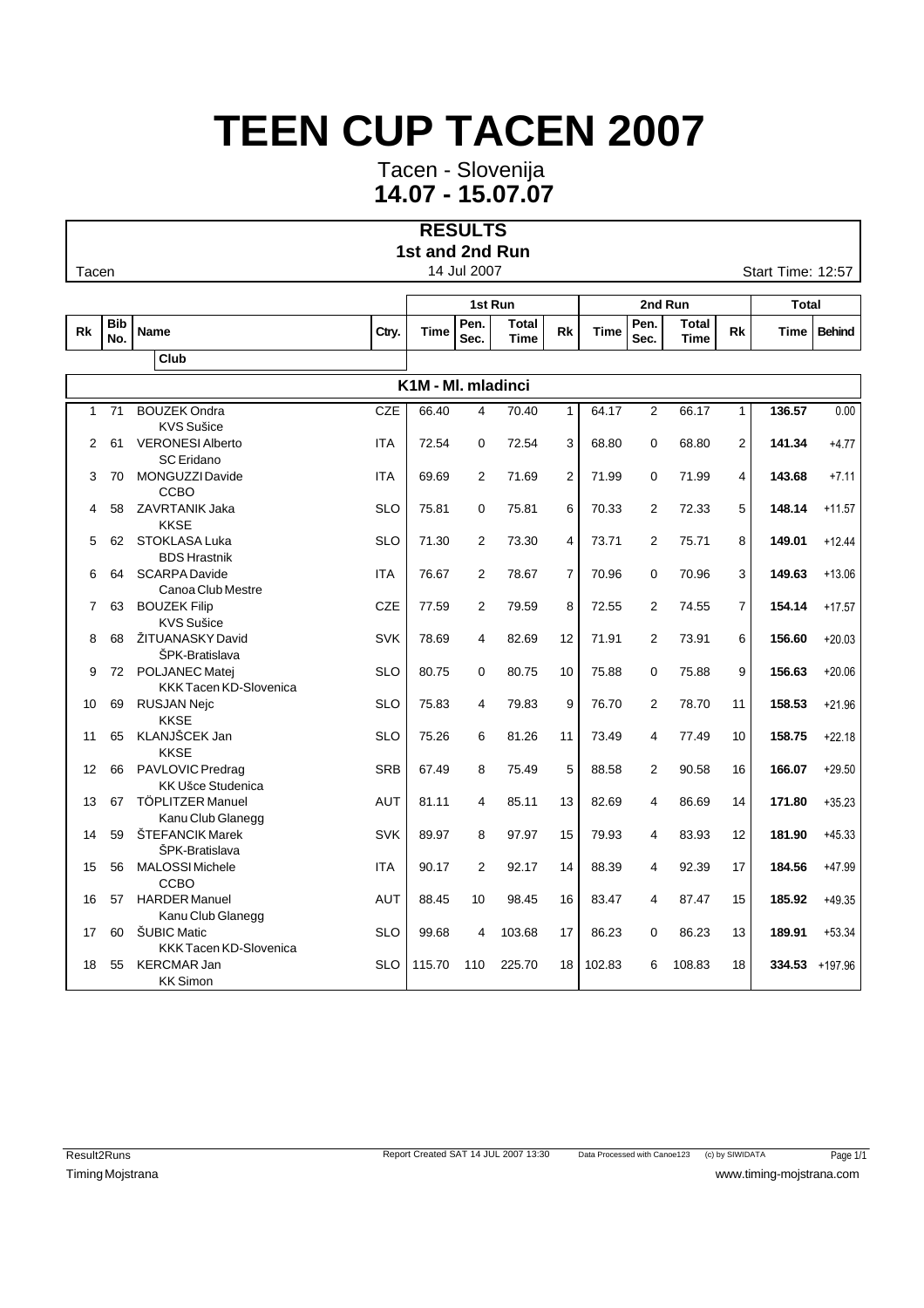# TEEN CUP TACEN 2007

Tacen - Slovenija

**14.07 - 15.07.07**

## RESULTS

**1st and 2nd Run**

Tacen | 14 Jul 2007 | Start Time: 12:57

### K1M - Ml. mladinci

| Rk | Bib No. | Name / Club | Ctry. | 1st Run Time | 1st Run Pen. Sec. | 1st Run Total Time | 1st Run Rk | 2nd Run Time | 2nd Run Pen. Sec. | 2nd Run Total Time | 2nd Run Rk | Total Time | Behind |
|---|---|---|---|---|---|---|---|---|---|---|---|---|---|
| 1 | 71 | BOUZEK Ondra<br>KVS Sušice | CZE | 66.40 | 4 | 70.40 | 1 | 64.17 | 2 | 66.17 | 1 | **136.57** | 0.00 |
| 2 | 61 | VERONESI Alberto<br>SC Eridano | ITA | 72.54 | 0 | 72.54 | 3 | 68.80 | 0 | 68.80 | 2 | **141.34** | +4.77 |
| 3 | 70 | MONGUZZI Davide<br>CCBO | ITA | 69.69 | 2 | 71.69 | 2 | 71.99 | 0 | 71.99 | 4 | **143.68** | +7.11 |
| 4 | 58 | ZAVRTANIK Jaka<br>KKSE | SLO | 75.81 | 0 | 75.81 | 6 | 70.33 | 2 | 72.33 | 5 | **148.14** | +11.57 |
| 5 | 62 | STOKLASA Luka<br>BDS Hrastnik | SLO | 71.30 | 2 | 73.30 | 4 | 73.71 | 2 | 75.71 | 8 | **149.01** | +12.44 |
| 6 | 64 | SCARPA Davide<br>Canoa Club Mestre | ITA | 76.67 | 2 | 78.67 | 7 | 70.96 | 0 | 70.96 | 3 | **149.63** | +13.06 |
| 7 | 63 | BOUZEK Filip<br>KVS Sušice | CZE | 77.59 | 2 | 79.59 | 8 | 72.55 | 2 | 74.55 | 7 | **154.14** | +17.57 |
| 8 | 68 | ŽITUANASKY David<br>ŠPK-Bratislava | SVK | 78.69 | 4 | 82.69 | 12 | 71.91 | 2 | 73.91 | 6 | **156.60** | +20.03 |
| 9 | 72 | POLJANEC Matej<br>KKK Tacen KD-Slovenica | SLO | 80.75 | 0 | 80.75 | 10 | 75.88 | 0 | 75.88 | 9 | **156.63** | +20.06 |
| 10 | 69 | RUSJAN Nejc<br>KKSE | SLO | 75.83 | 4 | 79.83 | 9 | 76.70 | 2 | 78.70 | 11 | **158.53** | +21.96 |
| 11 | 65 | KLANJŠCEK Jan<br>KKSE | SLO | 75.26 | 6 | 81.26 | 11 | 73.49 | 4 | 77.49 | 10 | **158.75** | +22.18 |
| 12 | 66 | PAVLOVIC Predrag<br>KK Ušce Studenica | SRB | 67.49 | 8 | 75.49 | 5 | 88.58 | 2 | 90.58 | 16 | **166.07** | +29.50 |
| 13 | 67 | TÖPLITZER Manuel<br>Kanu Club Glanegg | AUT | 81.11 | 4 | 85.11 | 13 | 82.69 | 4 | 86.69 | 14 | **171.80** | +35.23 |
| 14 | 59 | ŠTEFANCIK Marek<br>ŠPK-Bratislava | SVK | 89.97 | 8 | 97.97 | 15 | 79.93 | 4 | 83.93 | 12 | **181.90** | +45.33 |
| 15 | 56 | MALOSSI Michele<br>CCBO | ITA | 90.17 | 2 | 92.17 | 14 | 88.39 | 4 | 92.39 | 17 | **184.56** | +47.99 |
| 16 | 57 | HARDER Manuel<br>Kanu Club Glanegg | AUT | 88.45 | 10 | 98.45 | 16 | 83.47 | 4 | 87.47 | 15 | **185.92** | +49.35 |
| 17 | 60 | ŠUBIC Matic<br>KKK Tacen KD-Slovenica | SLO | 99.68 | 4 | 103.68 | 17 | 86.23 | 0 | 86.23 | 13 | **189.91** | +53.34 |
| 18 | 55 | KERCMAR Jan<br>KK Simon | SLO | 115.70 | 110 | 225.70 | 18 | 102.83 | 6 | 108.83 | 18 | **334.53** | +197.96 |

Result2Runs | Report Created SAT 14 JUL 2007 13:30 | Data Processed with Canoe123 (c) by SIWIDATA

Timing Mojstrana | www.timing-mojstrana.com